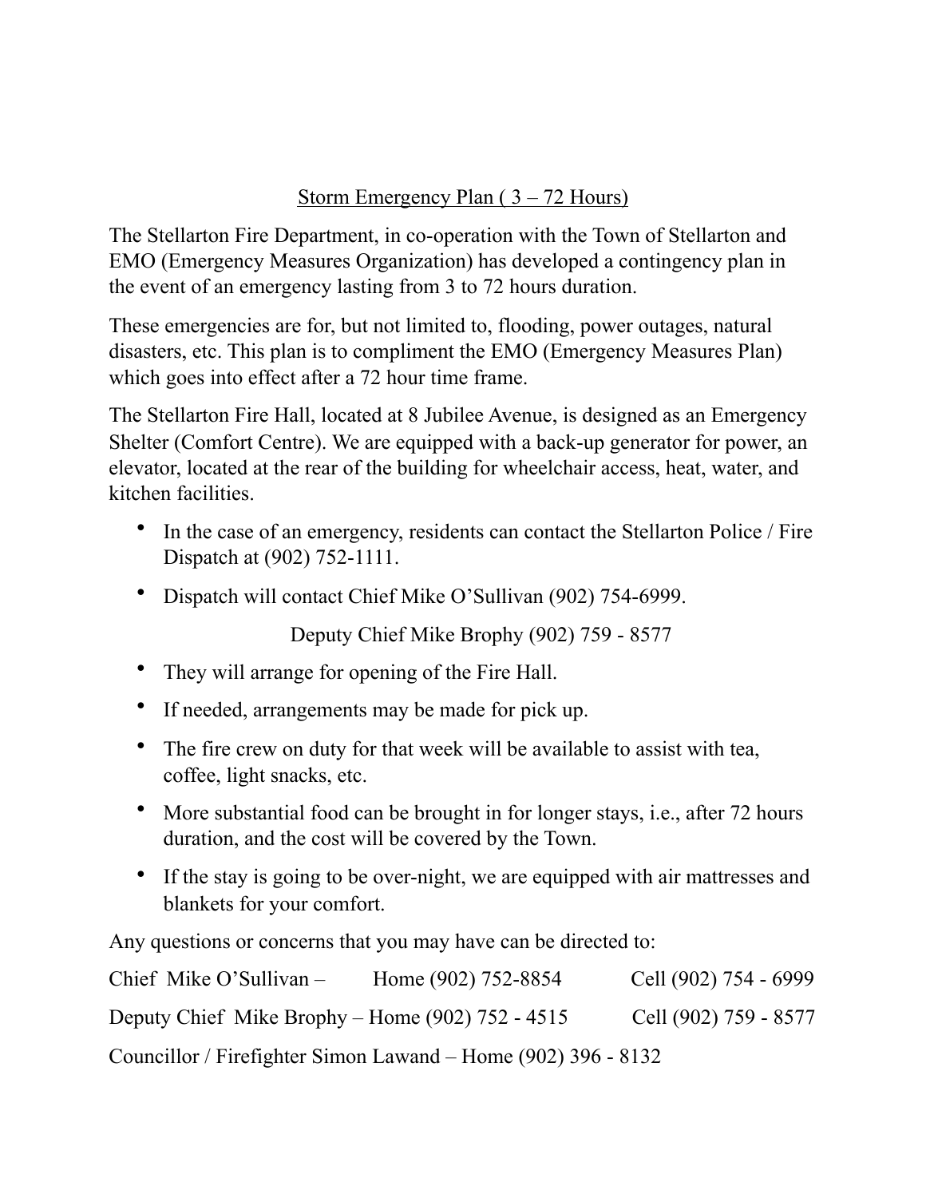# Storm Emergency Plan ( 3 – 72 Hours)

The Stellarton Fire Department, in co-operation with the Town of Stellarton and EMO (Emergency Measures Organization) has developed a contingency plan in the event of an emergency lasting from 3 to 72 hours duration.

These emergencies are for, but not limited to, flooding, power outages, natural disasters, etc. This plan is to compliment the EMO (Emergency Measures Plan) which goes into effect after a 72 hour time frame.

The Stellarton Fire Hall, located at 8 Jubilee Avenue, is designed as an Emergency Shelter (Comfort Centre). We are equipped with a back-up generator for power, an elevator, located at the rear of the building for wheelchair access, heat, water, and kitchen facilities.

- In the case of an emergency, residents can contact the Stellarton Police / Fire Dispatch at (902) 752-1111.
- Dispatch will contact Chief Mike O'Sullivan (902) 754-6999.

  Deputy Chief Mike Brophy (902) 759 - 8577
- They will arrange for opening of the Fire Hall.
- If needed, arrangements may be made for pick up.
- The fire crew on duty for that week will be available to assist with tea, coffee, light snacks, etc.
- More substantial food can be brought in for longer stays, i.e., after 72 hours duration, and the cost will be covered by the Town.
- If the stay is going to be over-night, we are equipped with air mattresses and blankets for your comfort.

Any questions or concerns that you may have can be directed to:

Chief Mike O'Sullivan – Home (902) 752-8854 Cell (902) 754 - 6999

Deputy Chief Mike Brophy – Home (902) 752 - 4515 Cell (902) 759 - 8577

Councillor / Firefighter Simon Lawand – Home (902) 396 - 8132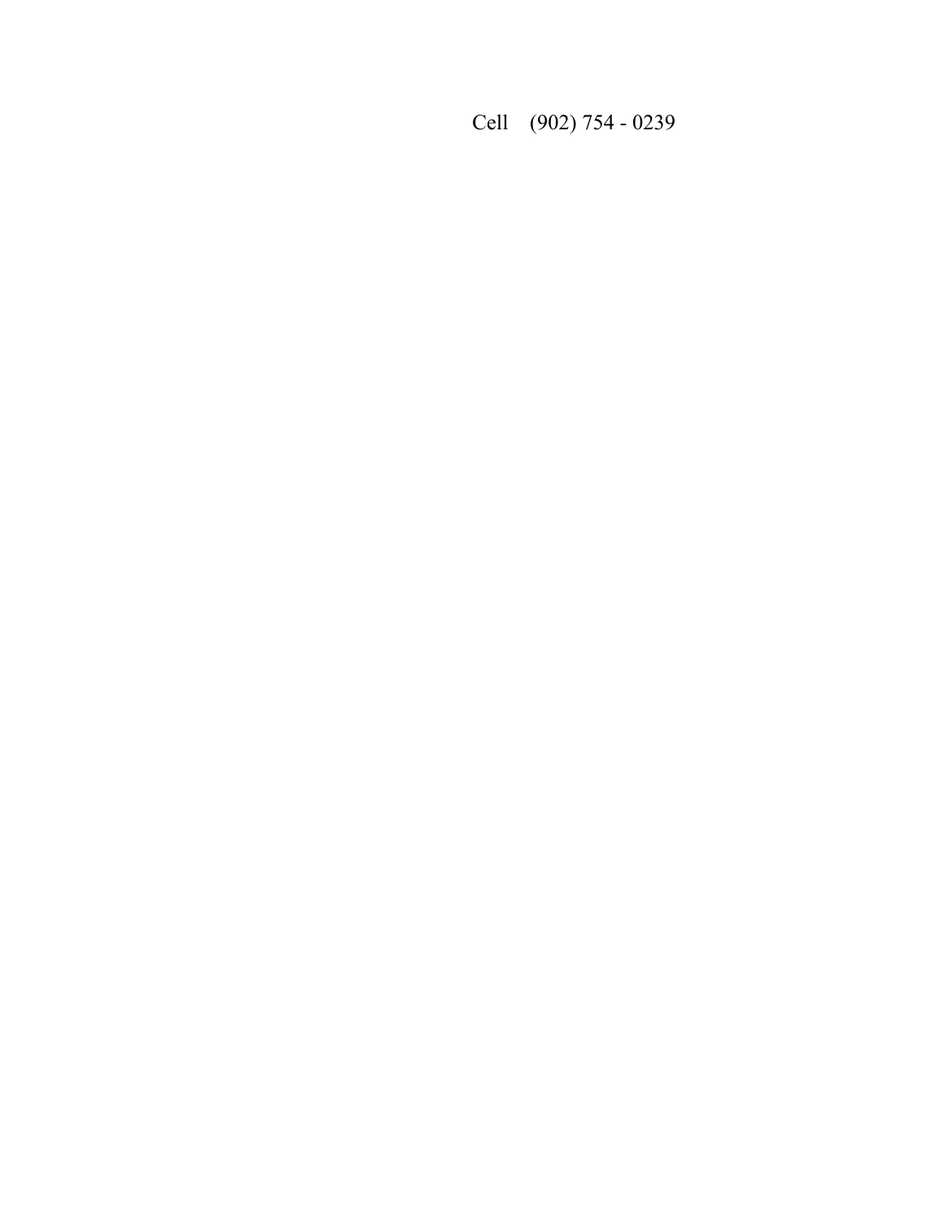Cell    (902) 754 - 0239